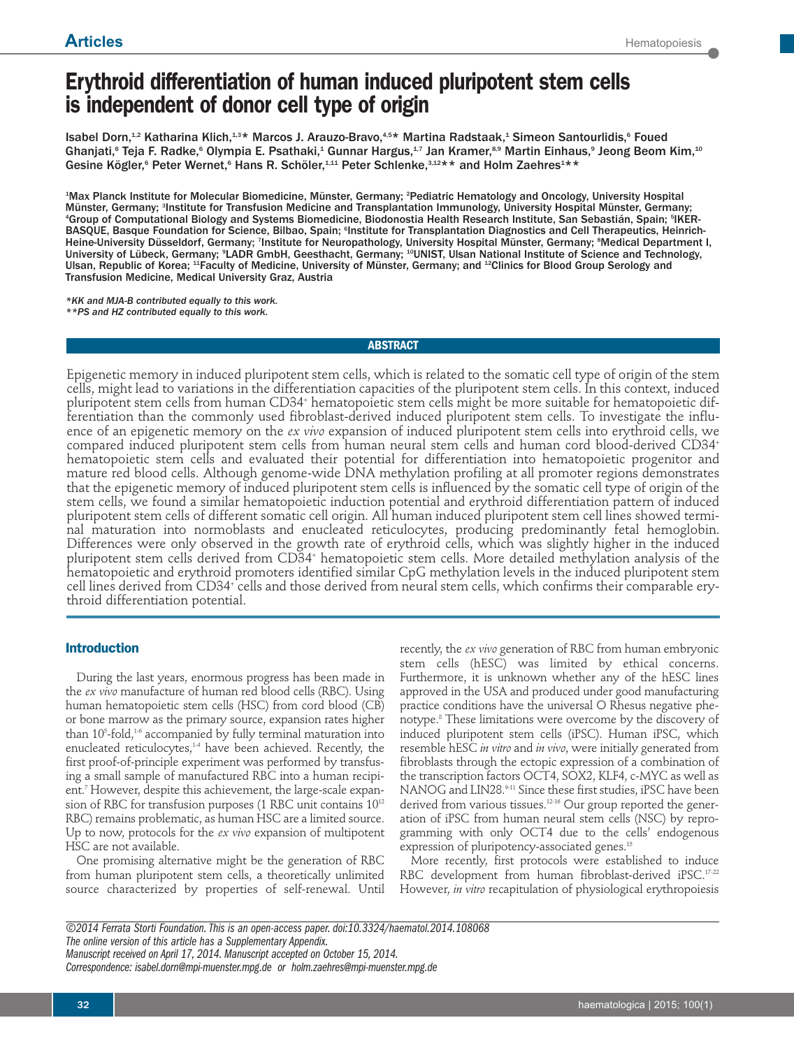# Erythroid differentiation of human induced pluripotent stem cells is independent of donor cell type of origin

Isabel Dorn,[1,2] Katharina Klich,[1,3]* Marcos J. Arauzo-Bravo,[4,5]* Martina Radstaak,[1] Simeon Santourlidis,[6] Foued Ghanjati,[6] Teja F. Radke,[6] Olympia E. Psathaki,[1] Gunnar Hargus,[1,7] Jan Kramer,[8,9] Martin Einhaus,[9] Jeong Beom Kim,[10] Gesine Kögler,[6] Peter Wernet,[6] Hans R. Schöler,[1,11] Peter Schlenke,[3,12]** and Holm Zaehres[1]**

[1]Max Planck Institute for Molecular Biomedicine, Münster, Germany; [2]Pediatric Hematology and Oncology, University Hospital Münster, Germany; [3]Institute for Transfusion Medicine and Transplantation Immunology, University Hospital Münster, Germany; [4]Group of Computational Biology and Systems Biomedicine, Biodonostia Health Research Institute, San Sebastián, Spain; [5]IKER-BASQUE, Basque Foundation for Science, Bilbao, Spain; [6]Institute for Transplantation Diagnostics and Cell Therapeutics, Heinrich-Heine-University Düsseldorf, Germany; [7]Institute for Neuropathology, University Hospital Münster, Germany; [8]Medical Department I, University of Lübeck, Germany; [9]LADR GmbH, Geesthacht, Germany; [10]UNIST, Ulsan National Institute of Science and Technology, Ulsan, Republic of Korea; [11]Faculty of Medicine, University of Münster, Germany; and [12]Clinics for Blood Group Serology and Transfusion Medicine, Medical University Graz, Austria

*KK and MJA-B contributed equally to this work.
**PS and HZ contributed equally to this work.

## ABSTRACT

Epigenetic memory in induced pluripotent stem cells, which is related to the somatic cell type of origin of the stem cells, might lead to variations in the differentiation capacities of the pluripotent stem cells. In this context, induced pluripotent stem cells from human CD34[+] hematopoietic stem cells might be more suitable for hematopoietic differentiation than the commonly used fibroblast-derived induced pluripotent stem cells. To investigate the influence of an epigenetic memory on the *ex vivo* expansion of induced pluripotent stem cells into erythroid cells, we compared induced pluripotent stem cells from human neural stem cells and human cord blood-derived CD34[+] hematopoietic stem cells and evaluated their potential for differentiation into hematopoietic progenitor and mature red blood cells. Although genome-wide DNA methylation profiling at all promoter regions demonstrates that the epigenetic memory of induced pluripotent stem cells is influenced by the somatic cell type of origin of the stem cells, we found a similar hematopoietic induction potential and erythroid differentiation pattern of induced pluripotent stem cells of different somatic cell origin. All human induced pluripotent stem cell lines showed terminal maturation into normoblasts and enucleated reticulocytes, producing predominantly fetal hemoglobin. Differences were only observed in the growth rate of erythroid cells, which was slightly higher in the induced pluripotent stem cells derived from CD34[+] hematopoietic stem cells. More detailed methylation analysis of the hematopoietic and erythroid promoters identified similar CpG methylation levels in the induced pluripotent stem cell lines derived from CD34[+] cells and those derived from neural stem cells, which confirms their comparable erythroid differentiation potential.

## Introduction

During the last years, enormous progress has been made in the *ex vivo* manufacture of human red blood cells (RBC). Using human hematopoietic stem cells (HSC) from cord blood (CB) or bone marrow as the primary source, expansion rates higher than $10^5$-fold,[1-6] accompanied by fully terminal maturation into enucleated reticulocytes,[1-4] have been achieved. Recently, the first proof-of-principle experiment was performed by transfusing a small sample of manufactured RBC into a human recipient.[7] However, despite this achievement, the large-scale expansion of RBC for transfusion purposes (1 RBC unit contains $10^{12}$ RBC) remains problematic, as human HSC are a limited source. Up to now, protocols for the *ex vivo* expansion of multipotent HSC are not available.

One promising alternative might be the generation of RBC from human pluripotent stem cells, a theoretically unlimited source characterized by properties of self-renewal. Until recently, the *ex vivo* generation of RBC from human embryonic stem cells (hESC) was limited by ethical concerns. Furthermore, it is unknown whether any of the hESC lines approved in the USA and produced under good manufacturing practice conditions have the universal O Rhesus negative phenotype.[8] These limitations were overcome by the discovery of induced pluripotent stem cells (iPSC). Human iPSC, which resemble hESC *in vitro* and *in vivo*, were initially generated from fibroblasts through the ectopic expression of a combination of the transcription factors OCT4, SOX2, KLF4, c-MYC as well as NANOG and LIN28.[9-11] Since these first studies, iPSC have been derived from various tissues.[12-16] Our group reported the generation of iPSC from human neural stem cells (NSC) by reprogramming with only OCT4 due to the cells' endogenous expression of pluripotency-associated genes.[15]

More recently, first protocols were established to induce RBC development from human fibroblast-derived iPSC.[17-22] However, *in vitro* recapitulation of physiological erythropoiesis

©2014 Ferrata Storti Foundation. This is an open-access paper. doi:10.3324/haematol.2014.108068
The online version of this article has a Supplementary Appendix.
Manuscript received on April 17, 2014. Manuscript accepted on October 15, 2014.
Correspondence: isabel.dorn@mpi-muenster.mpg.de or holm.zaehres@mpi-muenster.mpg.de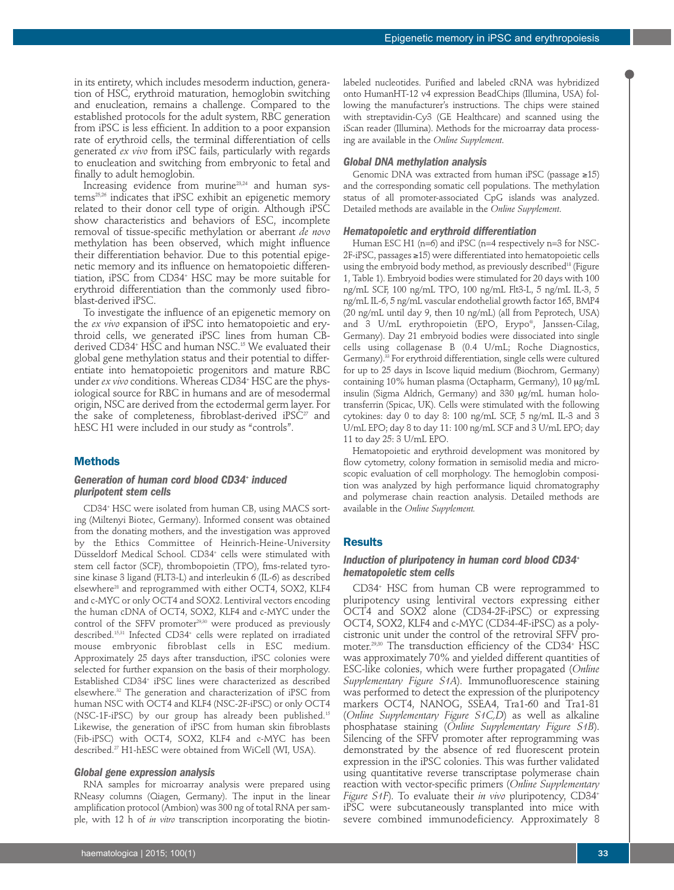in its entirety, which includes mesoderm induction, generation of HSC, erythroid maturation, hemoglobin switching and enucleation, remains a challenge. Compared to the established protocols for the adult system, RBC generation from iPSC is less efficient. In addition to a poor expansion rate of erythroid cells, the terminal differentiation of cells generated *ex vivo* from iPSC fails, particularly with regards to enucleation and switching from embryonic to fetal and finally to adult hemoglobin.

Increasing evidence from murine[23,24] and human systems[25,26] indicates that iPSC exhibit an epigenetic memory related to their donor cell type of origin. Although iPSC show characteristics and behaviors of ESC, incomplete removal of tissue-specific methylation or aberrant *de novo* methylation has been observed, which might influence their differentiation behavior. Due to this potential epigenetic memory and its influence on hematopoietic differentiation, iPSC from CD34+ HSC may be more suitable for erythroid differentiation than the commonly used fibroblast-derived iPSC.

To investigate the influence of an epigenetic memory on the *ex vivo* expansion of iPSC into hematopoietic and erythroid cells, we generated iPSC lines from human CB-derived CD34+ HSC and human NSC.[15] We evaluated their global gene methylation status and their potential to differentiate into hematopoietic progenitors and mature RBC under *ex vivo* conditions. Whereas CD34+ HSC are the physiological source for RBC in humans and are of mesodermal origin, NSC are derived from the ectodermal germ layer. For the sake of completeness, fibroblast-derived iPSC[27] and hESC H1 were included in our study as "controls".

## Methods

### Generation of human cord blood CD34+ induced pluripotent stem cells

CD34+ HSC were isolated from human CB, using MACS sorting (Miltenyi Biotec, Germany). Informed consent was obtained from the donating mothers, and the investigation was approved by the Ethics Committee of Heinrich-Heine-University Düsseldorf Medical School. CD34+ cells were stimulated with stem cell factor (SCF), thrombopoietin (TPO), fms-related tyrosine kinase 3 ligand (FLT3-L) and interleukin 6 (IL-6) as described elsewhere[28] and reprogrammed with either OCT4, SOX2, KLF4 and c-MYC or only OCT4 and SOX2. Lentiviral vectors encoding the human cDNA of OCT4, SOX2, KLF4 and c-MYC under the control of the SFFV promoter[29,30] were produced as previously described.[15,31] Infected CD34+ cells were replated on irradiated mouse embryonic fibroblast cells in ESC medium. Approximately 25 days after transduction, iPSC colonies were selected for further expansion on the basis of their morphology. Established CD34+ iPSC lines were characterized as described elsewhere.[32] The generation and characterization of iPSC from human NSC with OCT4 and KLF4 (NSC-2F-iPSC) or only OCT4 (NSC-1F-iPSC) by our group has already been published.[15] Likewise, the generation of iPSC from human skin fibroblasts (Fib-iPSC) with OCT4, SOX2, KLF4 and c-MYC has been described.[27] H1-hESC were obtained from WiCell (WI, USA).

### Global gene expression analysis

RNA samples for microarray analysis were prepared using RNeasy columns (Qiagen, Germany). The input in the linear amplification protocol (Ambion) was 300 ng of total RNA per sample, with 12 h of *in vitro* transcription incorporating the biotin-labeled nucleotides. Purified and labeled cRNA was hybridized onto HumanHT-12 v4 expression BeadChips (Illumina, USA) following the manufacturer's instructions. The chips were stained with streptavidin-Cy3 (GE Healthcare) and scanned using the iScan reader (Illumina). Methods for the microarray data processing are available in the *Online Supplement*.

### Global DNA methylation analysis

Genomic DNA was extracted from human iPSC (passage ≥15) and the corresponding somatic cell populations. The methylation status of all promoter-associated CpG islands was analyzed. Detailed methods are available in the *Online Supplement*.

### Hematopoietic and erythroid differentiation

Human ESC H1 (n=6) and iPSC (n=4 respectively n=3 for NSC-2F-iPSC, passages ≥15) were differentiated into hematopoietic cells using the embryoid body method, as previously described[18] (Figure 1, Table 1). Embryoid bodies were stimulated for 20 days with 100 ng/mL SCF, 100 ng/mL TPO, 100 ng/mL Flt3-L, 5 ng/mL IL-3, 5 ng/mL IL-6, 5 ng/mL vascular endothelial growth factor 165, BMP4 (20 ng/mL until day 9, then 10 ng/mL) (all from Peprotech, USA) and 3 U/mL erythropoietin (EPO, Erypo®, Janssen-Cilag, Germany). Day 21 embryoid bodies were dissociated into single cells using collagenase B (0.4 U/mL; Roche Diagnostics, Germany).[33] For erythroid differentiation, single cells were cultured for up to 25 days in Iscove liquid medium (Biochrom, Germany) containing 10% human plasma (Octapharm, Germany), 10 μg/mL insulin (Sigma Aldrich, Germany) and 330 μg/mL human holo-transferrin (Spicac, UK). Cells were stimulated with the following cytokines: day 0 to day 8: 100 ng/mL SCF, 5 ng/mL IL-3 and 3 U/mL EPO; day 8 to day 11: 100 ng/mL SCF and 3 U/mL EPO; day 11 to day 25: 3 U/mL EPO.

Hematopoietic and erythroid development was monitored by flow cytometry, colony formation in semisolid media and microscopic evaluation of cell morphology. The hemoglobin composition was analyzed by high performance liquid chromatography and polymerase chain reaction analysis. Detailed methods are available in the *Online Supplement.*

## Results

### Induction of pluripotency in human cord blood CD34+ hematopoietic stem cells

CD34+ HSC from human CB were reprogrammed to pluripotency using lentiviral vectors expressing either OCT4 and SOX2 alone (CD34-2F-iPSC) or expressing OCT4, SOX2, KLF4 and c-MYC (CD34-4F-iPSC) as a polycistronic unit under the control of the retroviral SFFV promoter.[29,30] The transduction efficiency of the CD34+ HSC was approximately 70% and yielded different quantities of ESC-like colonies, which were further propagated (*Online Supplementary Figure S1A*). Immunofluorescence staining was performed to detect the expression of the pluripotency markers OCT4, NANOG, SSEA4, Tra1-60 and Tra1-81 (*Online Supplementary Figure S1C,D*) as well as alkaline phosphatase staining (*Online Supplementary Figure S1B*). Silencing of the SFFV promoter after reprogramming was demonstrated by the absence of red fluorescent protein expression in the iPSC colonies. This was further validated using quantitative reverse transcriptase polymerase chain reaction with vector-specific primers (*Online Supplementary Figure S1F*). To evaluate their *in vivo* pluripotency, CD34+ iPSC were subcutaneously transplanted into mice with severe combined immunodeficiency. Approximately 8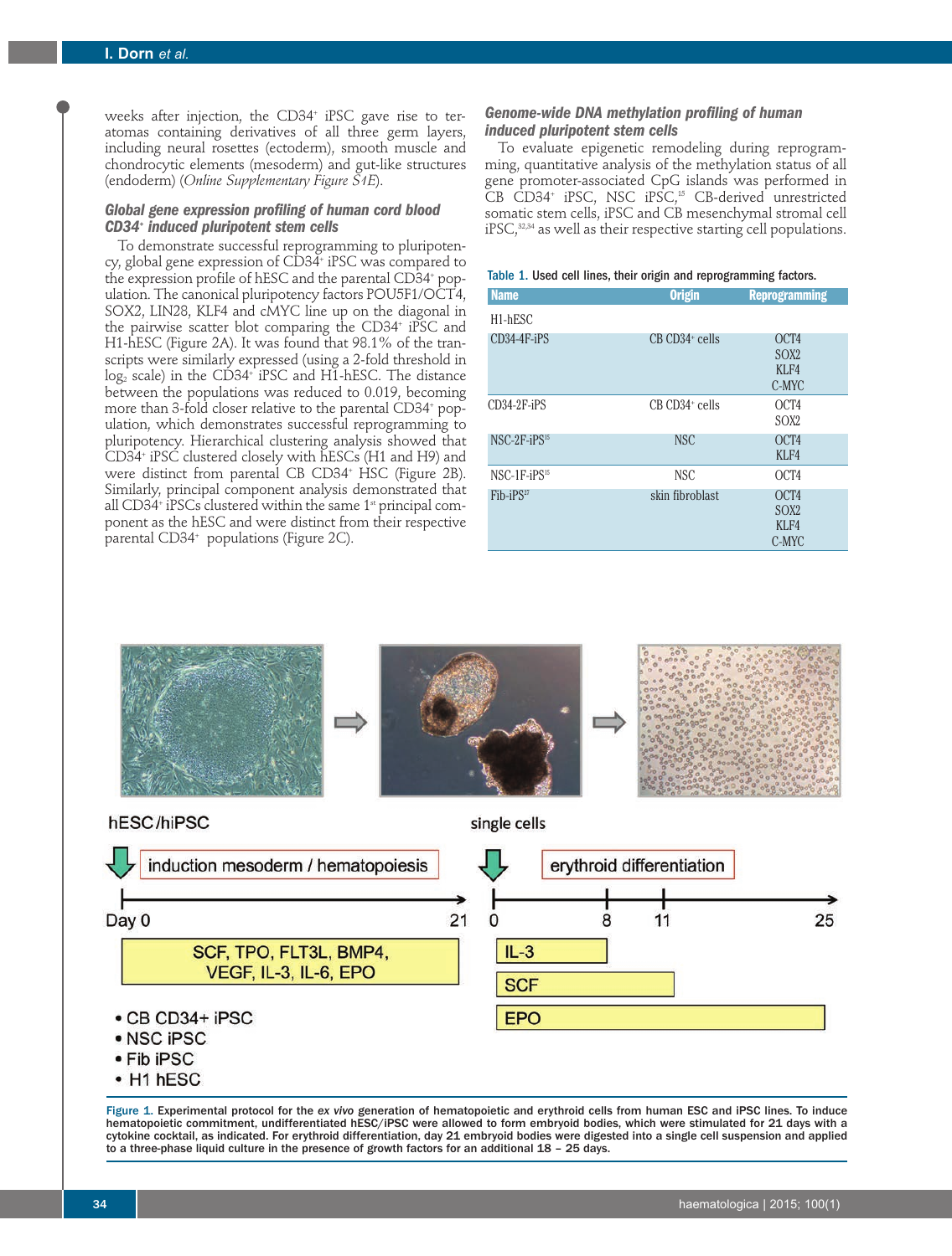weeks after injection, the CD34+ iPSC gave rise to teratomas containing derivatives of all three germ layers, including neural rosettes (ectoderm), smooth muscle and chondrocytic elements (mesoderm) and gut-like structures (endoderm) (*Online Supplementary Figure S1E*).

### *Global gene expression profiling of human cord blood CD34+ induced pluripotent stem cells*

To demonstrate successful reprogramming to pluripotency, global gene expression of CD34+ iPSC was compared to the expression profile of hESC and the parental CD34+ population. The canonical pluripotency factors POU5F1/OCT4, SOX2, LIN28, KLF4 and cMYC line up on the diagonal in the pairwise scatter blot comparing the CD34+ iPSC and H1-hESC (Figure 2A). It was found that 98.1% of the transcripts were similarly expressed (using a 2-fold threshold in $log_2$ scale) in the CD34+ iPSC and H1-hESC. The distance between the populations was reduced to 0.019, becoming more than 3-fold closer relative to the parental CD34+ population, which demonstrates successful reprogramming to pluripotency. Hierarchical clustering analysis showed that CD34+ iPSC clustered closely with hESCs (H1 and H9) and were distinct from parental CB CD34+ HSC (Figure 2B). Similarly, principal component analysis demonstrated that all CD34+ iPSCs clustered within the same 1st principal component as the hESC and were distinct from their respective parental CD34+ populations (Figure 2C).

### *Genome-wide DNA methylation profiling of human induced pluripotent stem cells*

To evaluate epigenetic remodeling during reprogramming, quantitative analysis of the methylation status of all gene promoter-associated CpG islands was performed in CB CD34+ iPSC, NSC iPSC,[15] CB-derived unrestricted somatic stem cells, iPSC and CB mesenchymal stromal cell iPSC,[32,34] as well as their respective starting cell populations.

**Table 1.** Used cell lines, their origin and reprogramming factors.

| Name | Origin | Reprogramming |
|---|---|---|
| H1-hESC | | |
| CD34-4F-iPS | CB CD34+ cells | OCT4 SOX2 KLF4 C-MYC |
| CD34-2F-iPS | CB CD34+ cells | OCT4 SOX2 |
| NSC-2F-iPS[15] | NSC | OCT4 KLF4 |
| NSC-1F-iPS[15] | NSC | OCT4 |
| Fib-iPS[27] | skin fibroblast | OCT4 SOX2 KLF4 C-MYC |

hESC/hiPSC

single cells

induction mesoderm / hematopoiesis

erythroid differentiation

Day 0

21

0

8

11

25

SCF, TPO, FLT3L, BMP4, VEGF, IL-3, IL-6, EPO

IL-3

SCF

EPO

- CB CD34+ iPSC
- NSC iPSC
- Fib iPSC
- H1 hESC

**Figure 1.** Experimental protocol for the *ex vivo* generation of hematopoietic and erythroid cells from human ESC and iPSC lines. To induce hematopoietic commitment, undifferentiated hESC/iPSC were allowed to form embryoid bodies, which were stimulated for 21 days with a cytokine cocktail, as indicated. For erythroid differentiation, day 21 embryoid bodies were digested into a single cell suspension and applied to a three-phase liquid culture in the presence of growth factors for an additional 18 – 25 days.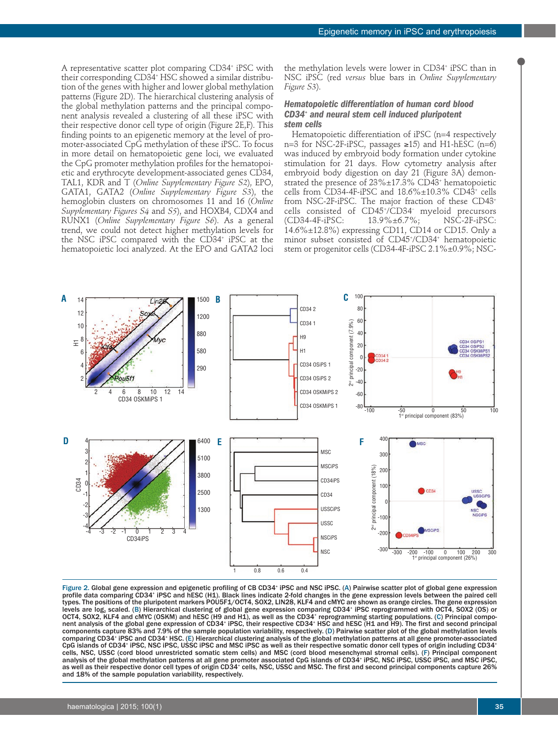A representative scatter plot comparing CD34⁺ iPSC with their corresponding CD34⁺ HSC showed a similar distribution of the genes with higher and lower global methylation patterns (Figure 2D). The hierarchical clustering analysis of the global methylation patterns and the principal component analysis revealed a clustering of all these iPSC with their respective donor cell type of origin (Figure 2E,F). This finding points to an epigenetic memory at the level of promoter-associated CpG methylation of these iPSC. To focus in more detail on hematopoietic gene loci, we evaluated the CpG promoter methylation profiles for the hematopoietic and erythrocyte development-associated genes CD34, TAL1, KDR and T (*Online Supplementary Figure S2*), EPO, GATA1, GATA2 (*Online Supplementary Figure S3*), the hemoglobin clusters on chromosomes 11 and 16 (*Online Supplementary Figures S4* and *S5*), and HOXB4, CDX4 and RUNX1 (*Online Supplementary Figure S6*). As a general trend, we could not detect higher methylation levels for the NSC iPSC compared with the CD34⁺ iPSC at the hematopoietic loci analyzed. At the EPO and GATA2 loci the methylation levels were lower in CD34⁺ iPSC than in NSC iPSC (red *versus* blue bars in *Online Supplementary Figure S3*).

### Hematopoietic differentiation of human cord blood CD34⁺ and neural stem cell induced pluripotent stem cells

Hematopoietic differentiation of iPSC (n=4 respectively n=3 for NSC-2F-iPSC, passages ≥15) and H1-hESC (n=6) was induced by embryoid body formation under cytokine stimulation for 21 days. Flow cytometry analysis after embryoid body digestion on day 21 (Figure 3A) demonstrated the presence of 23%±17.3% CD43⁺ hematopoietic cells from CD34-4F-iPSC and 18.6%±10.3% CD43⁺ cells from NSC-2F-iPSC. The major fraction of these CD43⁺ cells consisted of CD45⁺/CD34⁻ myeloid precursors (CD34-4F-iPSC: 13.9%±6.7%; NSC-2F-iPSC: 14.6%±12.8%) expressing CD11, CD14 or CD15. Only a minor subset consisted of CD45⁺/CD34⁺ hematopoietic stem or progenitor cells (CD34-4F-iPSC 2.1%±0.9%; NSC-

Figure 2. Global gene expression and epigenetic profiling of CB CD34⁺ iPSC and NSC iPSC. (A) Pairwise scatter plot of global gene expression profile data comparing CD34⁺ iPSC and hESC (H1). Black lines indicate 2-fold changes in the gene expression levels between the paired cell types. The positions of the pluripotent markers POU5F1/OCT4, SOX2, LIN28, KLF4 and cMYC are shown as orange circles. The gene expression levels are log₂ scaled. (B) Hierarchical clustering of global gene expression comparing CD34⁺ iPSC reprogrammed with OCT4, SOX2 (OS) or OCT4, SOX2, KLF4 and cMYC (OSKM) and hESC (H9 and H1), as well as the CD34⁺ reprogramming starting populations. (C) Principal component analysis of the global gene expression of CD34⁺ iPSC, their respective CD34⁺ HSC and hESC (H1 and H9). The first and second principal components capture 83% and 7.9% of the sample population variability, respectively. (D) Pairwise scatter plot of the global methylation levels comparing CD34⁺ iPSC and CD34⁺ HSC. (E) Hierarchical clustering analysis of the global methylation patterns at all gene promoter-associated CpG islands of CD34⁺ iPSC, NSC iPSC, USSC iPSC and MSC iPSC as well as their respective somatic donor cell types of origin including CD34⁺ cells, NSC, USSC (cord blood unrestricted somatic stem cells) and MSC (cord blood mesenchymal stromal cells). (F) Principal component analysis of the global methylation patterns at all gene promoter associated CpG islands of CD34⁺ iPSC, NSC iPSC, USSC iPSC, and MSC iPSC, as well as their respective donor cell types of origin CD34⁺ cells, NSC, USSC and MSC. The first and second principal components capture 26% and 18% of the sample population variability, respectively.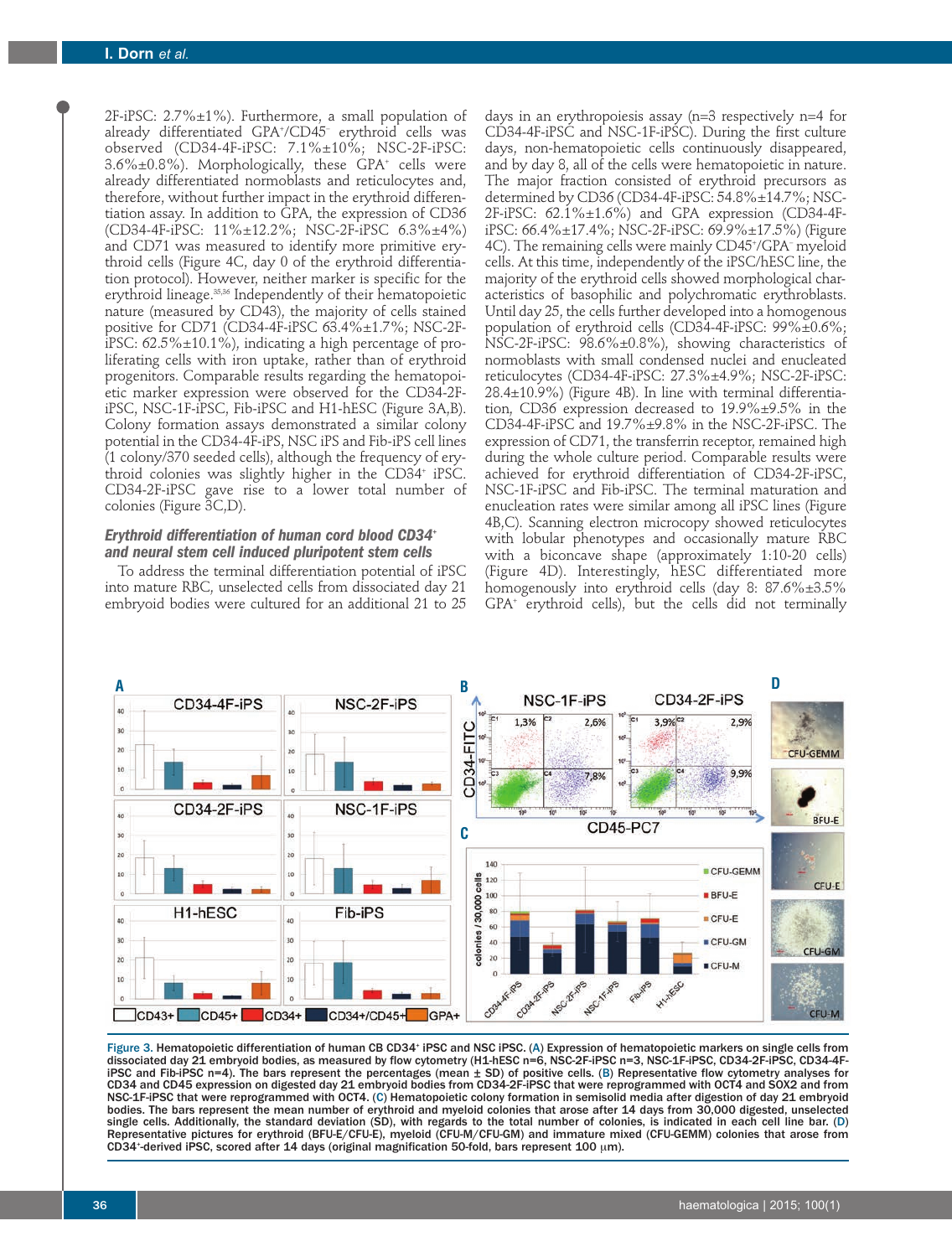2F-iPSC: 2.7%±1%). Furthermore, a small population of already differentiated GPA+/CD45- erythroid cells was observed (CD34-4F-iPSC: 7.1%±10%; NSC-2F-iPSC: 3.6%±0.8%). Morphologically, these GPA+ cells were already differentiated normoblasts and reticulocytes and, therefore, without further impact in the erythroid differentiation assay. In addition to GPA, the expression of CD36 (CD34-4F-iPSC: 11%±12.2%; NSC-2F-iPSC 6.3%±4%) and CD71 was measured to identify more primitive erythroid cells (Figure 4C, day 0 of the erythroid differentiation protocol). However, neither marker is specific for the erythroid lineage.[35,36] Independently of their hematopoietic nature (measured by CD43), the majority of cells stained positive for CD71 (CD34-4F-iPSC 63.4%±1.7%; NSC-2F-iPSC: 62.5%±10.1%), indicating a high percentage of proliferating cells with iron uptake, rather than of erythroid progenitors. Comparable results regarding the hematopoietic marker expression were observed for the CD34-2F-iPSC, NSC-1F-iPSC, Fib-iPSC and H1-hESC (Figure 3A,B). Colony formation assays demonstrated a similar colony potential in the CD34-4F-iPS, NSC iPS and Fib-iPS cell lines (1 colony/370 seeded cells), although the frequency of erythroid colonies was slightly higher in the CD34+ iPSC. CD34-2F-iPSC gave rise to a lower total number of colonies (Figure 3C,D).

### *Erythroid differentiation of human cord blood CD34+ and neural stem cell induced pluripotent stem cells*

To address the terminal differentiation potential of iPSC into mature RBC, unselected cells from dissociated day 21 embryoid bodies were cultured for an additional 21 to 25 days in an erythropoiesis assay (n=3 respectively n=4 for CD34-4F-iPSC and NSC-1F-iPSC). During the first culture days, non-hematopoietic cells continuously disappeared, and by day 8, all of the cells were hematopoietic in nature. The major fraction consisted of erythroid precursors as determined by CD36 (CD34-4F-iPSC: 54.8%±14.7%; NSC-2F-iPSC: 62.1%±1.6%) and GPA expression (CD34-4F-iPSC: 66.4%±17.4%; NSC-2F-iPSC: 69.9%±17.5%) (Figure 4C). The remaining cells were mainly CD45+/GPA- myeloid cells. At this time, independently of the iPSC/hESC line, the majority of the erythroid cells showed morphological characteristics of basophilic and polychromatic erythroblasts. Until day 25, the cells further developed into a homogenous population of erythroid cells (CD34-4F-iPSC: 99%±0.6%; NSC-2F-iPSC: 98.6%±0.8%), showing characteristics of normoblasts with small condensed nuclei and enucleated reticulocytes (CD34-4F-iPSC: 27.3%±4.9%; NSC-2F-iPSC: 28.4±10.9%) (Figure 4B). In line with terminal differentiation, CD36 expression decreased to 19.9%±9.5% in the CD34-4F-iPSC and 19.7%±9.8% in the NSC-2F-iPSC. The expression of CD71, the transferrin receptor, remained high during the whole culture period. Comparable results were achieved for erythroid differentiation of CD34-2F-iPSC, NSC-1F-iPSC and Fib-iPSC. The terminal maturation and enucleation rates were similar among all iPSC lines (Figure 4B,C). Scanning electron microcopy showed reticulocytes with lobular phenotypes and occasionally mature RBC with a biconcave shape (approximately 1:10-20 cells) (Figure 4D). Interestingly, hESC differentiated more homogenously into erythroid cells (day 8: 87.6%±3.5% GPA+ erythroid cells), but the cells did not terminally

A

CD34-4F-iPS
NSC-2F-iPS
CD34-2F-iPS
NSC-1F-iPS
H1-hESC
Fib-iPS
0 10 20 30 40
CD43+ CD45+ CD34+ CD34+/CD45+ GPA+

B

NSC-1F-iPS CD34-2F-iPS
CD34-FITC
CD45-PC7
1,3% 2,6% 7,8%
3,9% 2,9% 9,9%

C

colonies / 30,000 cells
0 20 40 60 80 100 120 140
CD34-4F-iPS CD34-2F-iPS NSC-2F-iPS NSC-1F-iPS Fib-iPS H1-hESC
CFU-GEMM
BFU-E
CFU-E
CFU-GM
CFU-M

D

CFU-GEMM
BFU-E
CFU-E
CFU-GM
CFU-M

Figure 3. Hematopoietic differentiation of human CB CD34+ iPSC and NSC iPSC. (A) Expression of hematopoietic markers on single cells from dissociated day 21 embryoid bodies, as measured by flow cytometry (H1-hESC n=6, NSC-2F-iPSC n=3, NSC-1F-iPSC, CD34-2F-iPSC, CD34-4F-iPSC and Fib-iPSC n=4). The bars represent the percentages (mean ± SD) of positive cells. (B) Representative flow cytometry analyses for CD34 and CD45 expression on digested day 21 embryoid bodies from CD34-2F-iPSC that were reprogrammed with OCT4 and SOX2 and from NSC-1F-iPSC that were reprogrammed with OCT4. (C) Hematopoietic colony formation in semisolid media after digestion of day 21 embryoid bodies. The bars represent the mean number of erythroid and myeloid colonies that arose after 14 days from 30,000 digested, unselected single cells. Additionally, the standard deviation (SD), with regards to the total number of colonies, is indicated in each cell line bar. (D) Representative pictures for erythroid (BFU-E/CFU-E), myeloid (CFU-M/CFU-GM) and immature mixed (CFU-GEMM) colonies that arose from CD34+-derived iPSC, scored after 14 days (original magnification 50-fold, bars represent 100 μm).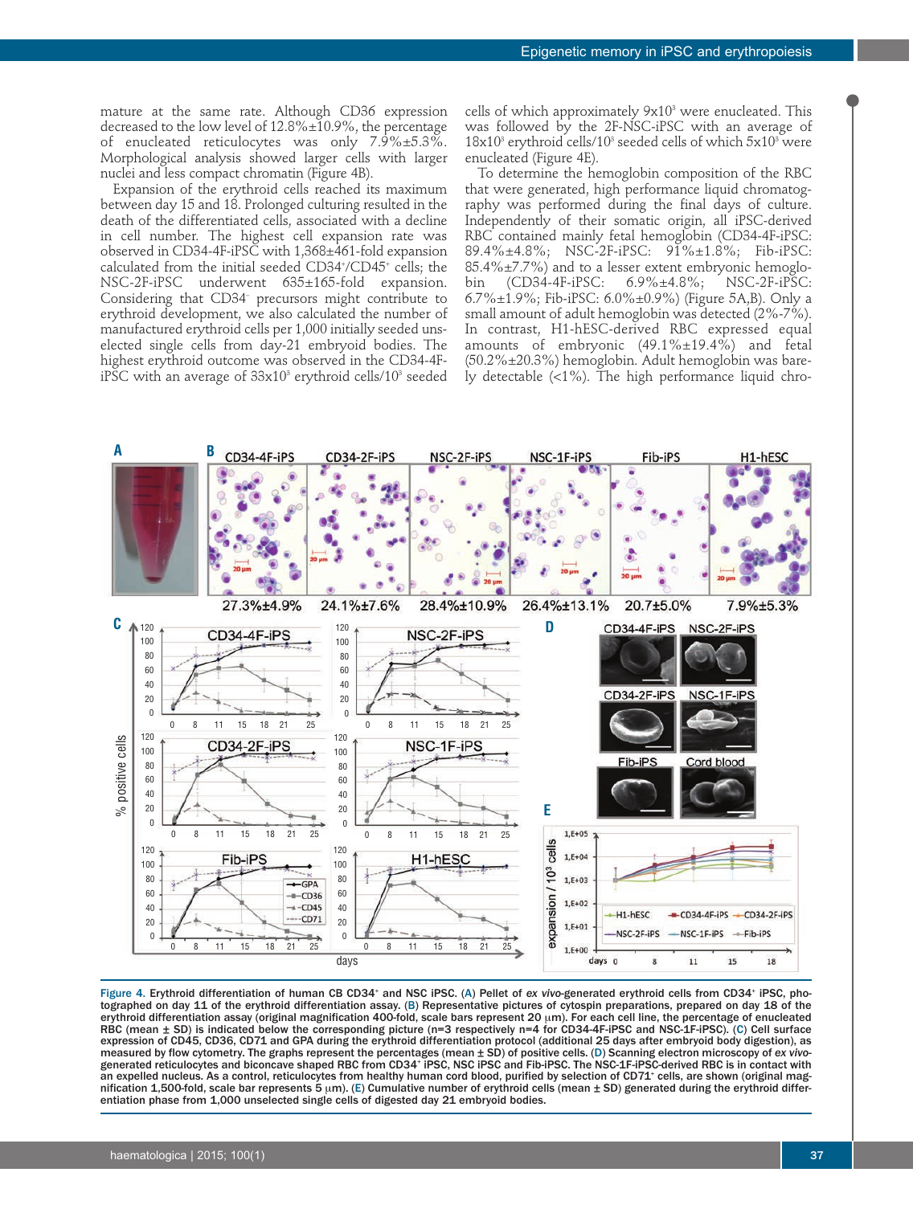mature at the same rate. Although CD36 expression decreased to the low level of 12.8%±10.9%, the percentage of enucleated reticulocytes was only 7.9%±5.3%. Morphological analysis showed larger cells with larger nuclei and less compact chromatin (Figure 4B).

Expansion of the erythroid cells reached its maximum between day 15 and 18. Prolonged culturing resulted in the death of the differentiated cells, associated with a decline in cell number. The highest cell expansion rate was observed in CD34-4F-iPSC with 1,368±461-fold expansion calculated from the initial seeded $CD34^+/CD45^+$ cells; the NSC-2F-iPSC underwent 635±165-fold expansion. Considering that $CD34^-$ precursors might contribute to erythroid development, we also calculated the number of manufactured erythroid cells per 1,000 initially seeded unselected single cells from day-21 embryoid bodies. The highest erythroid outcome was observed in the CD34-4F-iPSC with an average of $33x10^3$ erythroid cells/$10^3$ seeded cells of which approximately $9x10^3$ were enucleated. This was followed by the 2F-NSC-iPSC with an average of $18x10^3$ erythroid cells/$10^3$ seeded cells of which $5x10^3$ were enucleated (Figure 4E).

To determine the hemoglobin composition of the RBC that were generated, high performance liquid chromatography was performed during the final days of culture. Independently of their somatic origin, all iPSC-derived RBC contained mainly fetal hemoglobin (CD34-4F-iPSC: 89.4%±4.8%; NSC-2F-iPSC: 91%±1.8%; Fib-iPSC: 85.4%±7.7%) and to a lesser extent embryonic hemoglobin (CD34-4F-iPSC: 6.9%±4.8%; NSC-2F-iPSC: 6.7%±1.9%; Fib-iPSC: 6.0%±0.9%) (Figure 5A,B). Only a small amount of adult hemoglobin was detected (2%-7%). In contrast, H1-hESC-derived RBC expressed equal amounts of embryonic (49.1%±19.4%) and fetal (50.2%±20.3%) hemoglobin. Adult hemoglobin was barely detectable (<1%). The high performance liquid chro-

Figure 4. Erythroid differentiation of human CB $CD34^+$ and NSC iPSC. (A) Pellet of *ex vivo*-generated erythroid cells from $CD34^+$ iPSC, photographed on day 11 of the erythroid differentiation assay. (B) Representative pictures of cytospin preparations, prepared on day 18 of the erythroid differentiation assay (original magnification 400-fold, scale bars represent 20 μm). For each cell line, the percentage of enucleated RBC (mean ± SD) is indicated below the corresponding picture (n=3 respectively n=4 for CD34-4F-iPSC and NSC-1F-iPSC). (C) Cell surface expression of CD45, CD36, CD71 and GPA during the erythroid differentiation protocol (additional 25 days after embryoid body digestion), as measured by flow cytometry. The graphs represent the percentages (mean ± SD) of positive cells. (D) Scanning electron microscopy of *ex vivo*-generated reticulocytes and biconcave shaped RBC from $CD34^+$ iPSC, NSC iPSC and Fib-iPSC. The NSC-1F-iPSC-derived RBC is in contact with an expelled nucleus. As a control, reticulocytes from healthy human cord blood, purified by selection of $CD71^+$ cells, are shown (original magnification 1,500-fold, scale bar represents 5 μm). (E) Cumulative number of erythroid cells (mean ± SD) generated during the erythroid differentiation phase from 1,000 unselected single cells of digested day 21 embryoid bodies.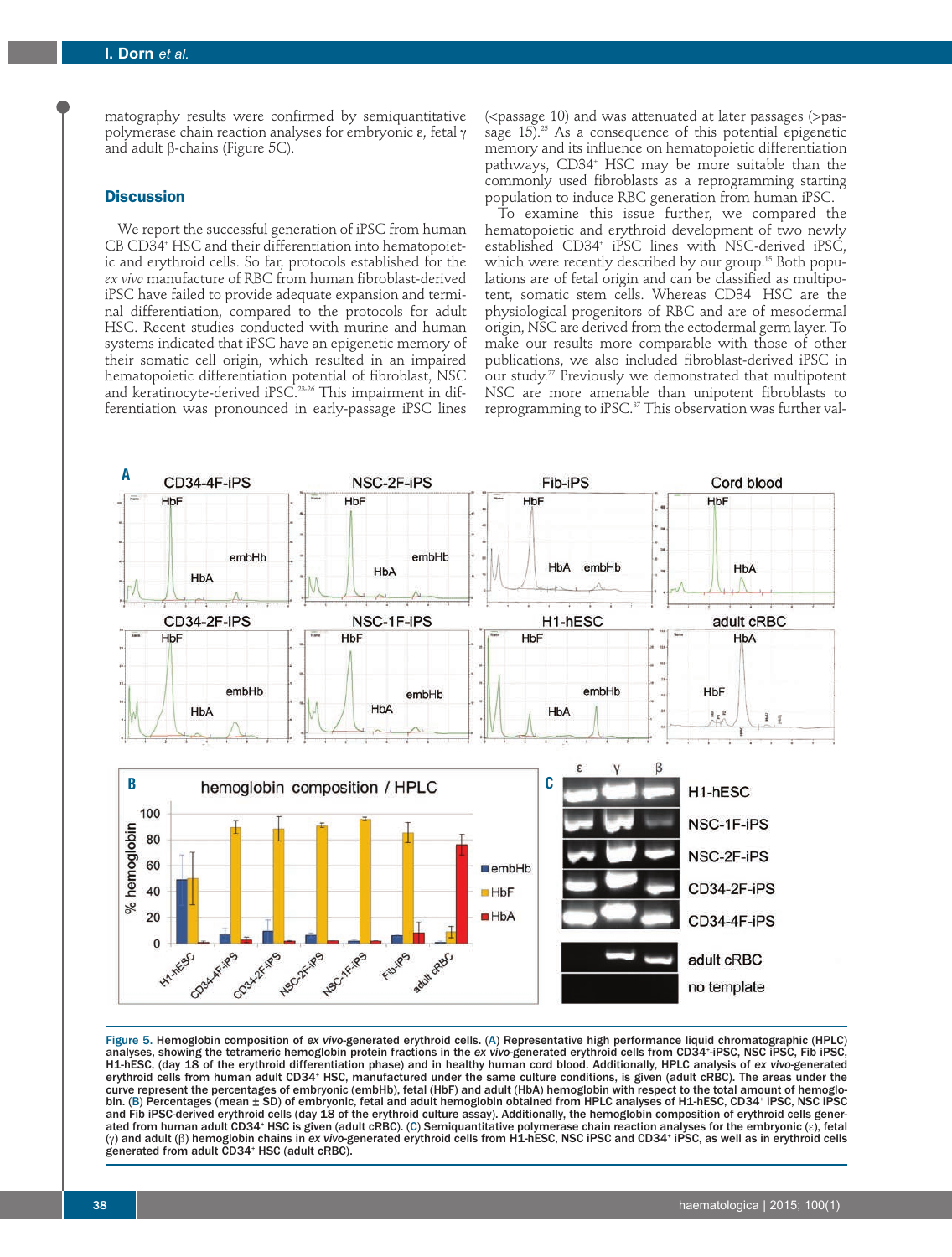matography results were confirmed by semiquantitative polymerase chain reaction analyses for embryonic ε, fetal γ and adult β-chains (Figure 5C).

## Discussion

We report the successful generation of iPSC from human CB CD34+ HSC and their differentiation into hematopoietic and erythroid cells. So far, protocols established for the *ex vivo* manufacture of RBC from human fibroblast-derived iPSC have failed to provide adequate expansion and terminal differentiation, compared to the protocols for adult HSC. Recent studies conducted with murine and human systems indicated that iPSC have an epigenetic memory of their somatic cell origin, which resulted in an impaired hematopoietic differentiation potential of fibroblast, NSC and keratinocyte-derived iPSC.[23-26] This impairment in differentiation was pronounced in early-passage iPSC lines (<passage 10) and was attenuated at later passages (>passage 15).[25] As a consequence of this potential epigenetic memory and its influence on hematopoietic differentiation pathways, CD34+ HSC may be more suitable than the commonly used fibroblasts as a reprogramming starting population to induce RBC generation from human iPSC.

To examine this issue further, we compared the hematopoietic and erythroid development of two newly established CD34+ iPSC lines with NSC-derived iPSC, which were recently described by our group.[15] Both populations are of fetal origin and can be classified as multipotent, somatic stem cells. Whereas CD34+ HSC are the physiological progenitors of RBC and are of mesodermal origin, NSC are derived from the ectodermal germ layer. To make our results more comparable with those of other publications, we also included fibroblast-derived iPSC in our study.[27] Previously we demonstrated that multipotent NSC are more amenable than unipotent fibroblasts to reprogramming to iPSC.[37] This observation was further val-

A

CD34-4F-iPS: HbF, embHb, HbA
NSC-2F-iPS: HbF, embHb, HbA
Fib-iPS: HbF, HbA, embHb
Cord blood: HbF, HbA
CD34-2F-iPS: HbF, embHb, HbA
NSC-1F-iPS: HbF, embHb, HbA
H1-hESC: HbF, embHb, HbA
adult cRBC: HbA, HbF

B

hemoglobin composition / HPLC

% hemoglobin

100, 80, 60, 40, 20, 0

embHb, HbF, HbA

H1-hESC, CD34-4F-iPS, CD34-2F-iPS, NSC-2F-iPS, NSC-1F-iPS, Fib-iPS, adult cRBC

C

ε γ β

H1-hESC
NSC-1F-iPS
NSC-2F-iPS
CD34-2F-iPS
CD34-4F-iPS
adult cRBC
no template

Figure 5. Hemoglobin composition of *ex vivo*-generated erythroid cells. (A) Representative high performance liquid chromatographic (HPLC) analyses, showing the tetrameric hemoglobin protein fractions in the *ex vivo*-generated erythroid cells from CD34+-iPSC, NSC iPSC, Fib iPSC, H1-hESC, (day 18 of the erythroid differentiation phase) and in healthy human cord blood. Additionally, HPLC analysis of *ex vivo*-generated erythroid cells from human adult CD34+ HSC, manufactured under the same culture conditions, is given (adult cRBC). The areas under the curve represent the percentages of embryonic (embHb), fetal (HbF) and adult (HbA) hemoglobin with respect to the total amount of hemoglobin. (B) Percentages (mean ± SD) of embryonic, fetal and adult hemoglobin obtained from HPLC analyses of H1-hESC, CD34+ iPSC, NSC iPSC and Fib iPSC-derived erythroid cells (day 18 of the erythroid culture assay). Additionally, the hemoglobin composition of erythroid cells generated from human adult CD34+ HSC is given (adult cRBC). (C) Semiquantitative polymerase chain reaction analyses for the embryonic (ε), fetal (γ) and adult (β) hemoglobin chains in *ex vivo*-generated erythroid cells from H1-hESC, NSC iPSC and CD34+ iPSC, as well as in erythroid cells generated from adult CD34+ HSC (adult cRBC).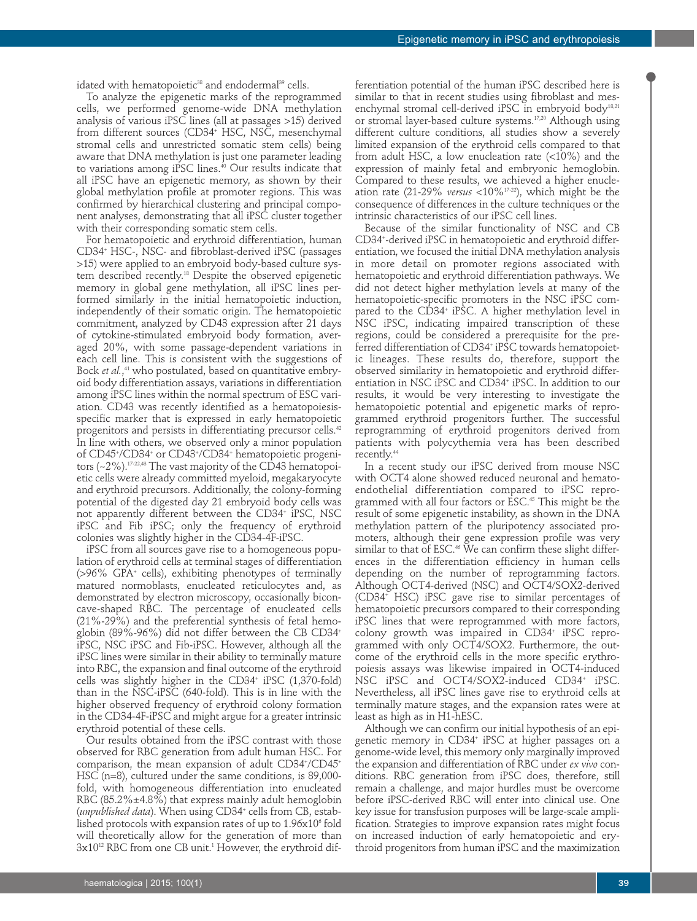idated with hematopoietic[38] and endodermal[39] cells.

To analyze the epigenetic marks of the reprogrammed cells, we performed genome-wide DNA methylation analysis of various iPSC lines (all at passages >15) derived from different sources (CD34+ HSC, NSC, mesenchymal stromal cells and unrestricted somatic stem cells) being aware that DNA methylation is just one parameter leading to variations among iPSC lines.[40] Our results indicate that all iPSC have an epigenetic memory, as shown by their global methylation profile at promoter regions. This was confirmed by hierarchical clustering and principal component analyses, demonstrating that all iPSC cluster together with their corresponding somatic stem cells.

For hematopoietic and erythroid differentiation, human CD34+ HSC-, NSC- and fibroblast-derived iPSC (passages >15) were applied to an embryoid body-based culture system described recently.[18] Despite the observed epigenetic memory in global gene methylation, all iPSC lines performed similarly in the initial hematopoietic induction, independently of their somatic origin. The hematopoietic commitment, analyzed by CD43 expression after 21 days of cytokine-stimulated embryoid body formation, averaged 20%, with some passage-dependent variations in each cell line. This is consistent with the suggestions of Bock *et al.*,[41] who postulated, based on quantitative embryoid body differentiation assays, variations in differentiation among iPSC lines within the normal spectrum of ESC variation. CD43 was recently identified as a hematopoiesis-specific marker that is expressed in early hematopoietic progenitors and persists in differentiating precursor cells.[42] In line with others, we observed only a minor population of CD45+/CD34+ or CD43+/CD34+ hematopoietic progenitors (~2%).[17-22,43] The vast majority of the CD43 hematopoietic cells were already committed myeloid, megakaryocyte and erythroid precursors. Additionally, the colony-forming potential of the digested day 21 embryoid body cells was not apparently different between the CD34+ iPSC, NSC iPSC and Fib iPSC; only the frequency of erythroid colonies was slightly higher in the CD34-4F-iPSC.

iPSC from all sources gave rise to a homogeneous population of erythroid cells at terminal stages of differentiation (>96% GPA+ cells), exhibiting phenotypes of terminally matured normoblasts, enucleated reticulocytes and, as demonstrated by electron microscopy, occasionally biconcave-shaped RBC. The percentage of enucleated cells (21%-29%) and the preferential synthesis of fetal hemoglobin (89%-96%) did not differ between the CB CD34+ iPSC, NSC iPSC and Fib-iPSC. However, although all the iPSC lines were similar in their ability to terminally mature into RBC, the expansion and final outcome of the erythroid cells was slightly higher in the CD34+ iPSC (1,370-fold) than in the NSC-iPSC (640-fold). This is in line with the higher observed frequency of erythroid colony formation in the CD34-4F-iPSC and might argue for a greater intrinsic erythroid potential of these cells.

Our results obtained from the iPSC contrast with those observed for RBC generation from adult human HSC. For comparison, the mean expansion of adult CD34+/CD45+ HSC (n=8), cultured under the same conditions, is 89,000-fold, with homogeneous differentiation into enucleated RBC (85.2%±4.8%) that express mainly adult hemoglobin (*unpublished data*). When using CD34+ cells from CB, established protocols with expansion rates of up to $1.96 \times 10^6$ fold will theoretically allow for the generation of more than $3 \times 10^{12}$ RBC from one CB unit.[1] However, the erythroid differentiation potential of the human iPSC described here is similar to that in recent studies using fibroblast and mesenchymal stromal cell-derived iPSC in embryoid body[18,21] or stromal layer-based culture systems.[17,20] Although using different culture conditions, all studies show a severely limited expansion of the erythroid cells compared to that from adult HSC, a low enucleation rate (<10%) and the expression of mainly fetal and embryonic hemoglobin. Compared to these results, we achieved a higher enucleation rate (21-29% *versus* <10%[17-22]), which might be the consequence of differences in the culture techniques or the intrinsic characteristics of our iPSC cell lines.

Because of the similar functionality of NSC and CB CD34+-derived iPSC in hematopoietic and erythroid differentiation, we focused the initial DNA methylation analysis in more detail on promoter regions associated with hematopoietic and erythroid differentiation pathways. We did not detect higher methylation levels at many of the hematopoietic-specific promoters in the NSC iPSC compared to the CD34+ iPSC. A higher methylation level in NSC iPSC, indicating impaired transcription of these regions, could be considered a prerequisite for the preferred differentiation of CD34+ iPSC towards hematopoietic lineages. These results do, therefore, support the observed similarity in hematopoietic and erythroid differentiation in NSC iPSC and CD34+ iPSC. In addition to our results, it would be very interesting to investigate the hematopoietic potential and epigenetic marks of reprogrammed erythroid progenitors further. The successful reprogramming of erythroid progenitors derived from patients with polycythemia vera has been described recently.[44]

In a recent study our iPSC derived from mouse NSC with OCT4 alone showed reduced neuronal and hemato-endothelial differentiation compared to iPSC reprogrammed with all four factors or ESC.[45] This might be the result of some epigenetic instability, as shown in the DNA methylation pattern of the pluripotency associated promoters, although their gene expression profile was very similar to that of ESC.[46] We can confirm these slight differences in the differentiation efficiency in human cells depending on the number of reprogramming factors. Although OCT4-derived (NSC) and OCT4/SOX2-derived (CD34+ HSC) iPSC gave rise to similar percentages of hematopoietic precursors compared to their corresponding iPSC lines that were reprogrammed with more factors, colony growth was impaired in CD34+ iPSC reprogrammed with only OCT4/SOX2. Furthermore, the outcome of the erythroid cells in the more specific erythropoiesis assays was likewise impaired in OCT4-induced NSC iPSC and OCT4/SOX2-induced CD34+ iPSC. Nevertheless, all iPSC lines gave rise to erythroid cells at terminally mature stages, and the expansion rates were at least as high as in H1-hESC.

Although we can confirm our initial hypothesis of an epigenetic memory in CD34+ iPSC at higher passages on a genome-wide level, this memory only marginally improved the expansion and differentiation of RBC under *ex vivo* conditions. RBC generation from iPSC does, therefore, still remain a challenge, and major hurdles must be overcome before iPSC-derived RBC will enter into clinical use. One key issue for transfusion purposes will be large-scale amplification. Strategies to improve expansion rates might focus on increased induction of early hematopoietic and erythroid progenitors from human iPSC and the maximization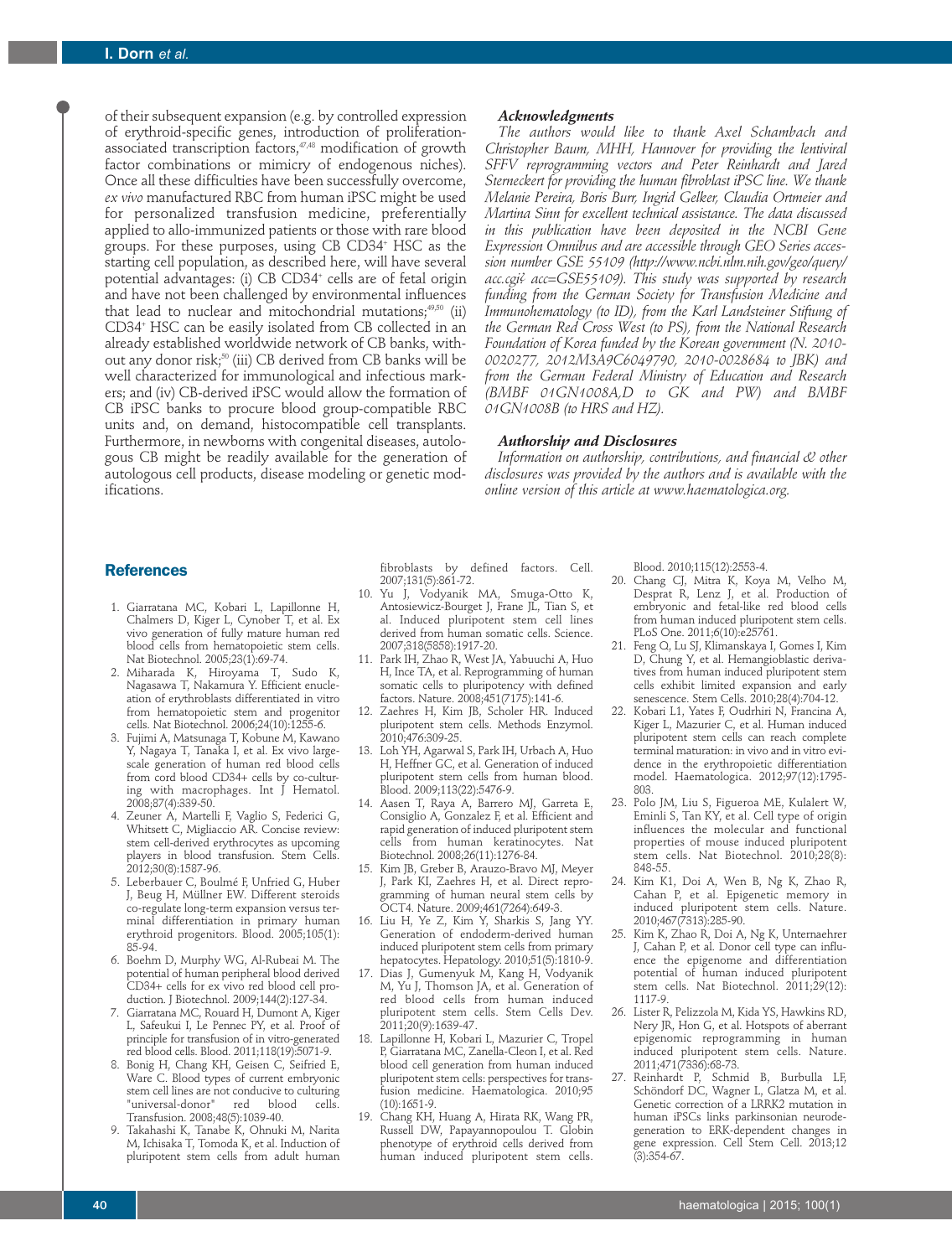of their subsequent expansion (e.g. by controlled expression of erythroid-specific genes, introduction of proliferation-associated transcription factors,[47,48] modification of growth factor combinations or mimicry of endogenous niches). Once all these difficulties have been successfully overcome, *ex vivo* manufactured RBC from human iPSC might be used for personalized transfusion medicine, preferentially applied to allo-immunized patients or those with rare blood groups. For these purposes, using CB CD34+ HSC as the starting cell population, as described here, will have several potential advantages: (i) CB CD34+ cells are of fetal origin and have not been challenged by environmental influences that lead to nuclear and mitochondrial mutations;[49,50] (ii) CD34+ HSC can be easily isolated from CB collected in an already established worldwide network of CB banks, without any donor risk;[50] (iii) CB derived from CB banks will be well characterized for immunological and infectious markers; and (iv) CB-derived iPSC would allow the formation of CB iPSC banks to procure blood group-compatible RBC units and, on demand, histocompatible cell transplants. Furthermore, in newborns with congenital diseases, autologous CB might be readily available for the generation of autologous cell products, disease modeling or genetic modifications.

### Acknowledgments

*The authors would like to thank Axel Schambach and Christopher Baum, MHH, Hannover for providing the lentiviral SFFV reprogramming vectors and Peter Reinhardt and Jared Sterneckert for providing the human fibroblast iPSC line. We thank Melanie Pereira, Boris Burr, Ingrid Gelker, Claudia Ortmeier and Martina Sinn for excellent technical assistance. The data discussed in this publication have been deposited in the NCBI Gene Expression Omnibus and are accessible through GEO Series accession number GSE 55109 (http://www.ncbi.nlm.nih.gov/geo/query/acc.cgi? acc=GSE55109). This study was supported by research funding from the German Society for Transfusion Medicine and Immunohematology (to ID), from the Karl Landsteiner Stiftung of the German Red Cross West (to PS), from the National Research Foundation of Korea funded by the Korean government (N. 2010-0020277, 2012M3A9C6049790, 2010-0028684 to JBK) and from the German Federal Ministry of Education and Research (BMBF 01GN1008A,D to GK and PW) and BMBF 01GN1008B (to HRS and HZ).*

### Authorship and Disclosures

*Information on authorship, contributions, and financial & other disclosures was provided by the authors and is available with the online version of this article at www.haematologica.org.*

## References

1. Giarratana MC, Kobari L, Lapillonne H, Chalmers D, Kiger L, Cynober T, et al. Ex vivo generation of fully mature human red blood cells from hematopoietic stem cells. Nat Biotechnol. 2005;23(1):69-74.
2. Miharada K, Hiroyama T, Sudo K, Nagasawa T, Nakamura Y. Efficient enucleation of erythroblasts differentiated in vitro from hematopoietic stem and progenitor cells. Nat Biotechnol. 2006;24(10):1255-6.
3. Fujimi A, Matsunaga T, Kobune M, Kawano Y, Nagaya T, Tanaka I, et al. Ex vivo large-scale generation of human red blood cells from cord blood CD34+ cells by co-culturing with macrophages. Int J Hematol. 2008;87(4):339-50.
4. Zeuner A, Martelli F, Vaglio S, Federici G, Whitsett C, Migliaccio AR. Concise review: stem cell-derived erythrocytes as upcoming players in blood transfusion. Stem Cells. 2012;30(8):1587-96.
5. Leberbauer C, Boulmé F, Unfried G, Huber J, Beug H, Müllner EW. Different steroids co-regulate long-term expansion versus terminal differentiation in primary human erythroid progenitors. Blood. 2005;105(1):85-94.
6. Boehm D, Murphy WG, Al-Rubeai M. The potential of human peripheral blood derived CD34+ cells for ex vivo red blood cell production. J Biotechnol. 2009;144(2):127-34.
7. Giarratana MC, Rouard H, Dumont A, Kiger L, Safeukui I, Le Pennec PY, et al. Proof of principle for transfusion of in vitro-generated red blood cells. Blood. 2011;118(19):5071-9.
8. Bonig H, Chang KH, Geisen C, Seifried E, Ware C. Blood types of current embryonic stem cell lines are not conducive to culturing "universal-donor" red blood cells. Transfusion. 2008;48(5):1039-40.
9. Takahashi K, Tanabe K, Ohnuki M, Narita M, Ichisaka T, Tomoda K, et al. Induction of pluripotent stem cells from adult human fibroblasts by defined factors. Cell. 2007;131(5):861-72.
10. Yu J, Vodyanik MA, Smuga-Otto K, Antosiewicz-Bourget J, Frane JL, Tian S, et al. Induced pluripotent stem cell lines derived from human somatic cells. Science. 2007;318(5858):1917-20.
11. Park IH, Zhao R, West JA, Yabuuchi A, Huo H, Ince TA, et al. Reprogramming of human somatic cells to pluripotency with defined factors. Nature. 2008;451(7175):141-6.
12. Zaehres H, Kim JB, Scholer HR. Induced pluripotent stem cells. Methods Enzymol. 2010;476:309-25.
13. Loh YH, Agarwal S, Park IH, Urbach A, Huo H, Heffner GC, et al. Generation of induced pluripotent stem cells from human blood. Blood. 2009;113(22):5476-9.
14. Aasen T, Raya A, Barrero MJ, Garreta E, Consiglio A, Gonzalez F, et al. Efficient and rapid generation of induced pluripotent stem cells from human keratinocytes. Nat Biotechnol. 2008;26(11):1276-84.
15. Kim JB, Greber B, Arauzo-Bravo MJ, Meyer J, Park KI, Zaehres H, et al. Direct reprogramming of human neural stem cells by OCT4. Nature. 2009;461(7264):649-3.
16. Liu H, Ye Z, Kim Y, Sharkis S, Jang YY. Generation of endoderm-derived human induced pluripotent stem cells from primary hepatocytes. Hepatology. 2010;51(5):1810-9.
17. Dias J, Gumenyuk M, Kang H, Vodyanik M, Yu J, Thomson JA, et al. Generation of red blood cells from human induced pluripotent stem cells. Stem Cells Dev. 2011;20(9):1639-47.
18. Lapillonne H, Kobari L, Mazurier C, Tropel P, Giarratana MC, Zanella-Cleon I, et al. Red blood cell generation from human induced pluripotent stem cells: perspectives for transfusion medicine. Haematologica. 2010;95(10):1651-9.
19. Chang KH, Huang A, Hirata RK, Wang PR, Russell DW, Papayannopoulou T. Globin phenotype of erythroid cells derived from human induced pluripotent stem cells. Blood. 2010;115(12):2553-4.
20. Chang CJ, Mitra K, Koya M, Velho M, Desprat R, Lenz J, et al. Production of embryonic and fetal-like red blood cells from human induced pluripotent stem cells. PLoS One. 2011;6(10):e25761.
21. Feng Q, Lu SJ, Klimanskaya I, Gomes I, Kim D, Chung Y, et al. Hemangioblastic derivatives from human induced pluripotent stem cells exhibit limited expansion and early senescence. Stem Cells. 2010;28(4):704-12.
22. Kobari L1, Yates F, Oudrhiri N, Francina A, Kiger L, Mazurier C, et al. Human induced pluripotent stem cells can reach complete terminal maturation: in vivo and in vitro evidence in the erythropoietic differentiation model. Haematologica. 2012;97(12):1795-803.
23. Polo JM, Liu S, Figueroa ME, Kulalert W, Eminli S, Tan KY, et al. Cell type of origin influences the molecular and functional properties of mouse induced pluripotent stem cells. Nat Biotechnol. 2010;28(8):848-55.
24. Kim K1, Doi A, Wen B, Ng K, Zhao R, Cahan P, et al. Epigenetic memory in induced pluripotent stem cells. Nature. 2010;467(7313):285-90.
25. Kim K, Zhao R, Doi A, Ng K, Unternaehrer J, Cahan P, et al. Donor cell type can influence the epigenome and differentiation potential of human induced pluripotent stem cells. Nat Biotechnol. 2011;29(12):1117-9.
26. Lister R, Pelizzola M, Kida YS, Hawkins RD, Nery JR, Hon G, et al. Hotspots of aberrant epigenomic reprogramming in human induced pluripotent stem cells. Nature. 2011;471(7336):68-73.
27. Reinhardt P, Schmid B, Burbulla LF, Schöndorf DC, Wagner L, Glatza M, et al. Genetic correction of a LRRK2 mutation in human iPSCs links parkinsonian neurodegeneration to ERK-dependent changes in gene expression. Cell Stem Cell. 2013;12(3):354-67.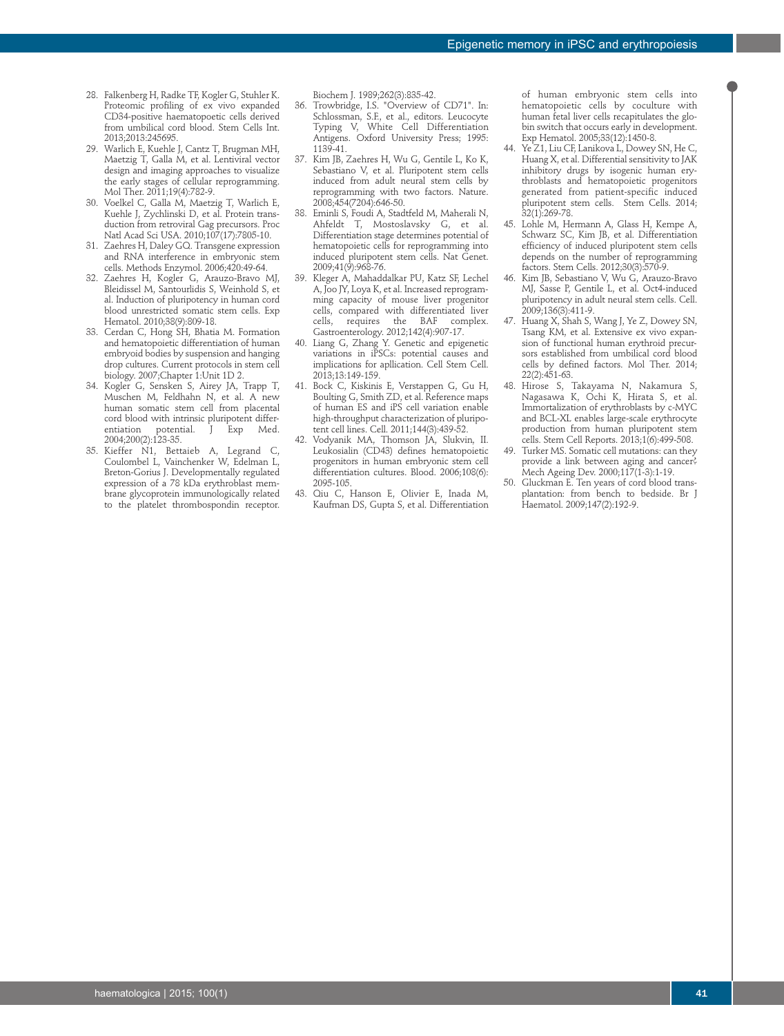28. Falkenberg H, Radke TF, Kogler G, Stuhler K. Proteomic profiling of ex vivo expanded CD34-positive haematopoetic cells derived from umbilical cord blood. Stem Cells Int. 2013;2013:245695.
29. Warlich E, Kuehle J, Cantz T, Brugman MH, Maetzig T, Galla M, et al. Lentiviral vector design and imaging approaches to visualize the early stages of cellular reprogramming. Mol Ther. 2011;19(4):782-9.
30. Voelkel C, Galla M, Maetzig T, Warlich E, Kuehle J, Zychlinski D, et al. Protein transduction from retroviral Gag precursors. Proc Natl Acad Sci USA. 2010;107(17):7805-10.
31. Zaehres H, Daley GQ. Transgene expression and RNA interference in embryonic stem cells. Methods Enzymol. 2006;420:49-64.
32. Zaehres H, Kogler G, Arauzo-Bravo MJ, Bleidissel M, Santourlidis S, Weinhold S, et al. Induction of pluripotency in human cord blood unrestricted somatic stem cells. Exp Hematol. 2010;38(9):809-18.
33. Cerdan C, Hong SH, Bhatia M. Formation and hematopoietic differentiation of human embryoid bodies by suspension and hanging drop cultures. Current protocols in stem cell biology. 2007;Chapter 1:Unit 1D 2.
34. Kogler G, Sensken S, Airey JA, Trapp T, Muschen M, Feldhahn N, et al. A new human somatic stem cell from placental cord blood with intrinsic pluripotent differentiation potential. J Exp Med. 2004;200(2):123-35.
35. Kieffer N1, Bettaieb A, Legrand C, Coulombel L, Vainchenker W, Edelman L, Breton-Gorius J. Developmentally regulated expression of a 78 kDa erythroblast membrane glycoprotein immunologically related to the platelet thrombospondin receptor. Biochem J. 1989;262(3):835-42.
36. Trowbridge, I.S. "Overview of CD71". In: Schlossman, S.F., et al., editors. Leucocyte Typing V, White Cell Differentiation Antigens. Oxford University Press; 1995: 1139-41.
37. Kim JB, Zaehres H, Wu G, Gentile L, Ko K, Sebastiano V, et al. Pluripotent stem cells induced from adult neural stem cells by reprogramming with two factors. Nature. 2008;454(7204):646-50.
38. Eminli S, Foudi A, Stadtfeld M, Maherali N, Ahfeldt T, Mostoslavsky G, et al. Differentiation stage determines potential of hematopoietic cells for reprogramming into induced pluripotent stem cells. Nat Genet. 2009;41(9):968-76.
39. Kleger A, Mahaddalkar PU, Katz SF, Lechel A, Joo JY, Loya K, et al. Increased reprogramming capacity of mouse liver progenitor cells, compared with differentiated liver cells, requires the BAF complex. Gastroenterology. 2012;142(4):907-17.
40. Liang G, Zhang Y. Genetic and epigenetic variations in iPSCs: potential causes and implications for apllication. Cell Stem Cell. 2013;13:149-159.
41. Bock C, Kiskinis E, Verstappen G, Gu H, Boulting G, Smith ZD, et al. Reference maps of human ES and iPS cell variation enable high-throughput characterization of pluripotent cell lines. Cell. 2011;144(3):439-52.
42. Vodyanik MA, Thomson JA, Slukvin, II. Leukosialin (CD43) defines hematopoietic progenitors in human embryonic stem cell differentiation cultures. Blood. 2006;108(6): 2095-105.
43. Qiu C, Hanson E, Olivier E, Inada M, Kaufman DS, Gupta S, et al. Differentiation of human embryonic stem cells into hematopoietic cells by coculture with human fetal liver cells recapitulates the globin switch that occurs early in development. Exp Hematol. 2005;33(12):1450-8.
44. Ye Z1, Liu CF, Lanikova L, Dowey SN, He C, Huang X, et al. Differential sensitivity to JAK inhibitory drugs by isogenic human erythroblasts and hematopoietic progenitors generated from patient-specific induced pluripotent stem cells. Stem Cells. 2014; 32(1):269-78.
45. Lohle M, Hermann A, Glass H, Kempe A, Schwarz SC, Kim JB, et al. Differentiation efficiency of induced pluripotent stem cells depends on the number of reprogramming factors. Stem Cells. 2012;30(3):570-9.
46. Kim JB, Sebastiano V, Wu G, Arauzo-Bravo MJ, Sasse P, Gentile L, et al. Oct4-induced pluripotency in adult neural stem cells. Cell. 2009;136(3):411-9.
47. Huang X, Shah S, Wang J, Ye Z, Dowey SN, Tsang KM, et al. Extensive ex vivo expansion of functional human erythroid precursors established from umbilical cord blood cells by defined factors. Mol Ther. 2014; 22(2):451-63.
48. Hirose S, Takayama N, Nakamura S, Nagasawa K, Ochi K, Hirata S, et al. Immortalization of erythroblasts by c-MYC and BCL-XL enables large-scale erythrocyte production from human pluripotent stem cells. Stem Cell Reports. 2013;1(6):499-508.
49. Turker MS. Somatic cell mutations: can they provide a link between aging and cancer? Mech Ageing Dev. 2000;117(1-3):1-19.
50. Gluckman E. Ten years of cord blood transplantation: from bench to bedside. Br J Haematol. 2009;147(2):192-9.